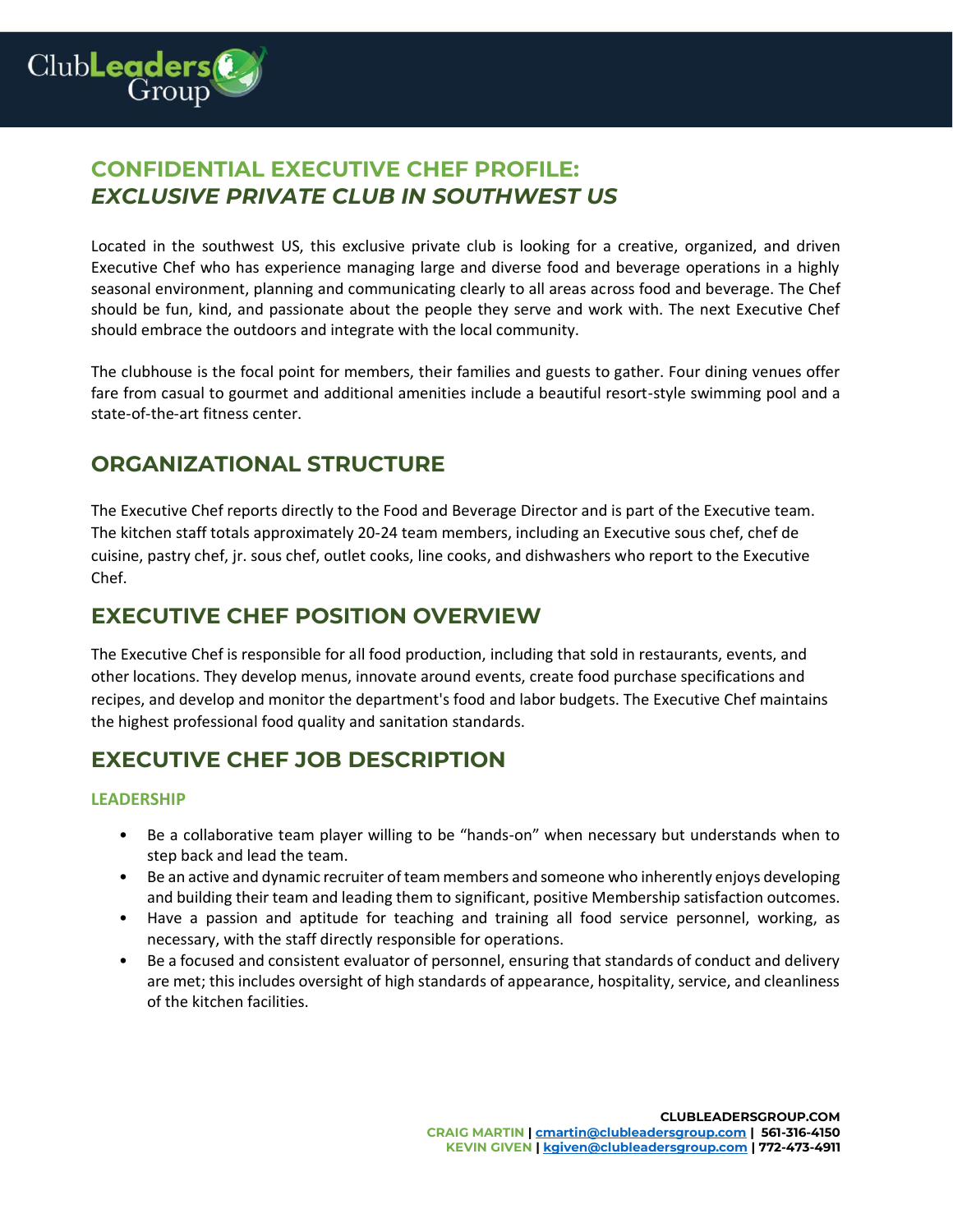# CONFIDENTIAL EXECUTIVE CHEF PROFILE: *EXCLUSIVE PRIVATE CLUB IN SOUTHWEST US*

Located in the southwest US, this exclusive private club is looking for a creative, organized, and driven Executive Chef who has experience managing large and diverse food and beverage operations in a highly seasonal environment, planning and communicating clearly to all areas across food and beverage. The Chef should be fun, kind, and passionate about the people they serve and work with. The next Executive Chef should embrace the outdoors and integrate with the local community.

The clubhouse is the focal point for members, their families and guests to gather. Four dining venues offer fare from casual to gourmet and additional amenities include a beautiful resort-style swimming pool and a state-of-the-art fitness center.

## ORGANIZATIONAL STRUCTURE

The Executive Chef reports directly to the Food and Beverage Director and is part of the Executive team. The kitchen staff totals approximately 20-24 team members, including an Executive sous chef, chef de cuisine, pastry chef, jr. sous chef, outlet cooks, line cooks, and dishwashers who report to the Executive Chef.

## EXECUTIVE CHEF POSITION OVERVIEW

The Executive Chef is responsible for all food production, including that sold in restaurants, events, and other locations. They develop menus, innovate around events, create food purchase specifications and recipes, and develop and monitor the department's food and labor budgets. The Executive Chef maintains the highest professional food quality and sanitation standards.

## EXECUTIVE CHEF JOB DESCRIPTION

### LEADERSHIP

- Be a collaborative team player willing to be "hands-on" when necessary but understands when to step back and lead the team.
- Be an active and dynamic recruiter of team members and someone who inherently enjoys developing and building their team and leading them to significant, positive Membership satisfaction outcomes.
- Have a passion and aptitude for teaching and training all food service personnel, working, as necessary, with the staff directly responsible for operations.
- Be a focused and consistent evaluator of personnel, ensuring that standards of conduct and delivery are met; this includes oversight of high standards of appearance, hospitality, service, and cleanliness of the kitchen facilities.

**CLUBLEADERSGROUP.COM**
**CRAIG MARTIN | cmartin@clubleadersgroup.com | 561-316-4150**
**KEVIN GIVEN | kgiven@clubleadersgroup.com | 772-473-4911**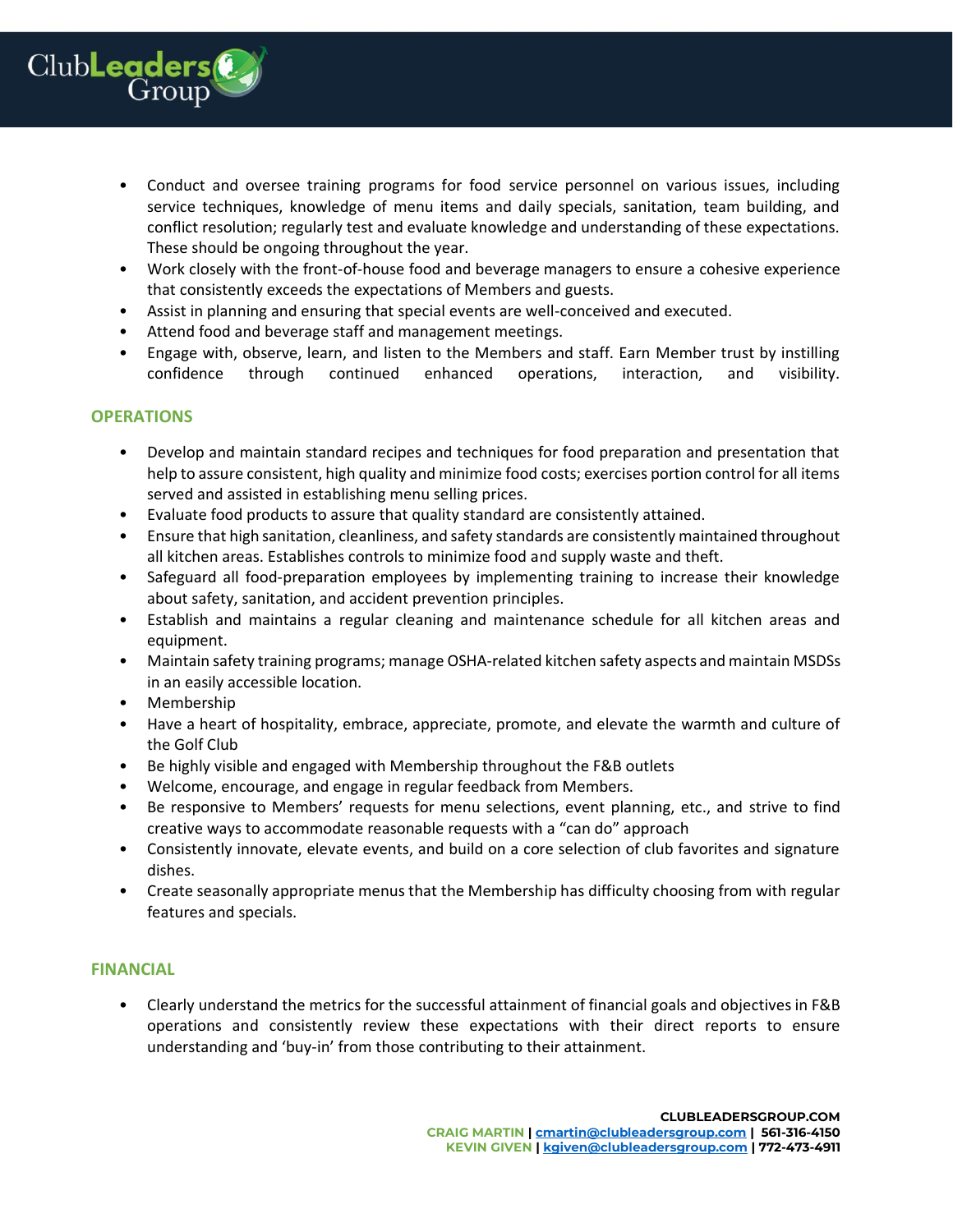- Conduct and oversee training programs for food service personnel on various issues, including service techniques, knowledge of menu items and daily specials, sanitation, team building, and conflict resolution; regularly test and evaluate knowledge and understanding of these expectations. These should be ongoing throughout the year.
- Work closely with the front-of-house food and beverage managers to ensure a cohesive experience that consistently exceeds the expectations of Members and guests.
- Assist in planning and ensuring that special events are well-conceived and executed.
- Attend food and beverage staff and management meetings.
- Engage with, observe, learn, and listen to the Members and staff. Earn Member trust by instilling confidence through continued enhanced operations, interaction, and visibility.

## OPERATIONS

- Develop and maintain standard recipes and techniques for food preparation and presentation that help to assure consistent, high quality and minimize food costs; exercises portion control for all items served and assisted in establishing menu selling prices.
- Evaluate food products to assure that quality standard are consistently attained.
- Ensure that high sanitation, cleanliness, and safety standards are consistently maintained throughout all kitchen areas. Establishes controls to minimize food and supply waste and theft.
- Safeguard all food-preparation employees by implementing training to increase their knowledge about safety, sanitation, and accident prevention principles.
- Establish and maintains a regular cleaning and maintenance schedule for all kitchen areas and equipment.
- Maintain safety training programs; manage OSHA-related kitchen safety aspects and maintain MSDSs in an easily accessible location.
- Membership
- Have a heart of hospitality, embrace, appreciate, promote, and elevate the warmth and culture of the Golf Club
- Be highly visible and engaged with Membership throughout the F&B outlets
- Welcome, encourage, and engage in regular feedback from Members.
- Be responsive to Members' requests for menu selections, event planning, etc., and strive to find creative ways to accommodate reasonable requests with a "can do" approach
- Consistently innovate, elevate events, and build on a core selection of club favorites and signature dishes.
- Create seasonally appropriate menus that the Membership has difficulty choosing from with regular features and specials.

## FINANCIAL

- Clearly understand the metrics for the successful attainment of financial goals and objectives in F&B operations and consistently review these expectations with their direct reports to ensure understanding and 'buy-in' from those contributing to their attainment.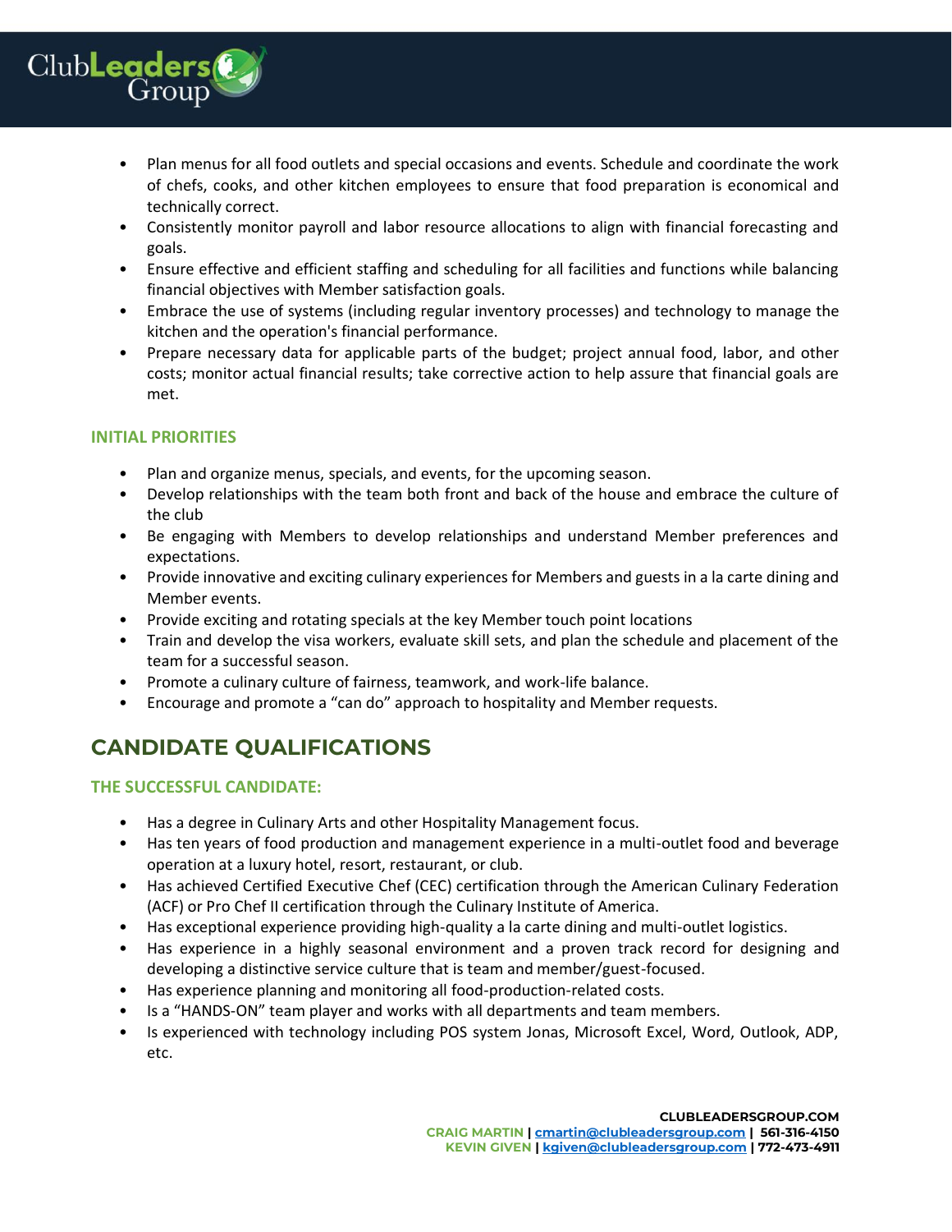- Plan menus for all food outlets and special occasions and events. Schedule and coordinate the work of chefs, cooks, and other kitchen employees to ensure that food preparation is economical and technically correct.
- Consistently monitor payroll and labor resource allocations to align with financial forecasting and goals.
- Ensure effective and efficient staffing and scheduling for all facilities and functions while balancing financial objectives with Member satisfaction goals.
- Embrace the use of systems (including regular inventory processes) and technology to manage the kitchen and the operation's financial performance.
- Prepare necessary data for applicable parts of the budget; project annual food, labor, and other costs; monitor actual financial results; take corrective action to help assure that financial goals are met.

### INITIAL PRIORITIES

- Plan and organize menus, specials, and events, for the upcoming season.
- Develop relationships with the team both front and back of the house and embrace the culture of the club
- Be engaging with Members to develop relationships and understand Member preferences and expectations.
- Provide innovative and exciting culinary experiences for Members and guests in a la carte dining and Member events.
- Provide exciting and rotating specials at the key Member touch point locations
- Train and develop the visa workers, evaluate skill sets, and plan the schedule and placement of the team for a successful season.
- Promote a culinary culture of fairness, teamwork, and work-life balance.
- Encourage and promote a “can do” approach to hospitality and Member requests.

## CANDIDATE QUALIFICATIONS

### THE SUCCESSFUL CANDIDATE:

- Has a degree in Culinary Arts and other Hospitality Management focus.
- Has ten years of food production and management experience in a multi-outlet food and beverage operation at a luxury hotel, resort, restaurant, or club.
- Has achieved Certified Executive Chef (CEC) certification through the American Culinary Federation (ACF) or Pro Chef II certification through the Culinary Institute of America.
- Has exceptional experience providing high-quality a la carte dining and multi-outlet logistics.
- Has experience in a highly seasonal environment and a proven track record for designing and developing a distinctive service culture that is team and member/guest-focused.
- Has experience planning and monitoring all food-production-related costs.
- Is a “HANDS-ON” team player and works with all departments and team members.
- Is experienced with technology including POS system Jonas, Microsoft Excel, Word, Outlook, ADP, etc.

**CLUBLEADERSGROUP.COM**
**CRAIG MARTIN | cmartin@clubleadersgroup.com | 561-316-4150**
**KEVIN GIVEN | kgiven@clubleadersgroup.com | 772-473-4911**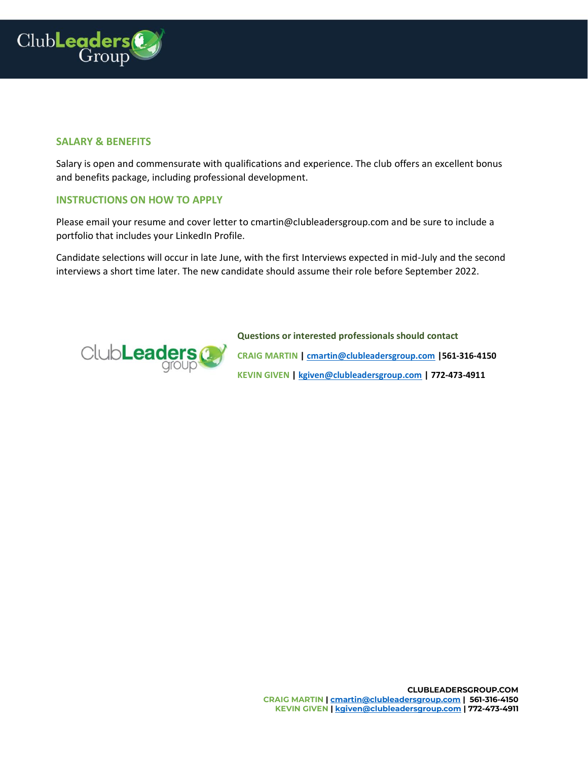## SALARY & BENEFITS

Salary is open and commensurate with qualifications and experience. The club offers an excellent bonus and benefits package, including professional development.

## INSTRUCTIONS ON HOW TO APPLY

Please email your resume and cover letter to cmartin@clubleadersgroup.com and be sure to include a portfolio that includes your LinkedIn Profile.

Candidate selections will occur in late June, with the first Interviews expected in mid-July and the second interviews a short time later. The new candidate should assume their role before September 2022.

**Questions or interested professionals should contact**

**CRAIG MARTIN | cmartin@clubleadersgroup.com | 561-316-4150**

**KEVIN GIVEN | kgiven@clubleadersgroup.com | 772-473-4911**